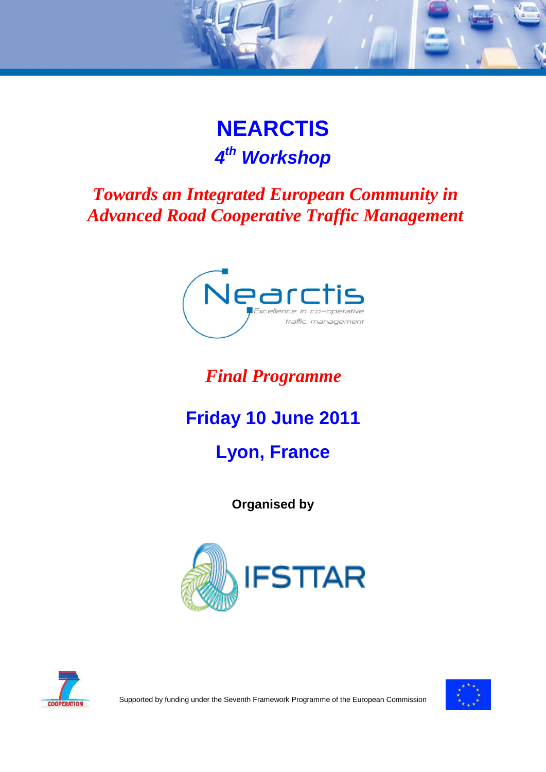# NEARCTIS

## *4th Workshop*

## *Towards an Integrated European Community in Advanced Road Cooperative Traffic Management*

Nearctis

Excellence in co-operative traffic management

## *Final Programme*

## Friday 10 June 2011

## Lyon, France

**Organised by**

IFSTTAR

Supported by funding under the Seventh Framework Programme of the European Commission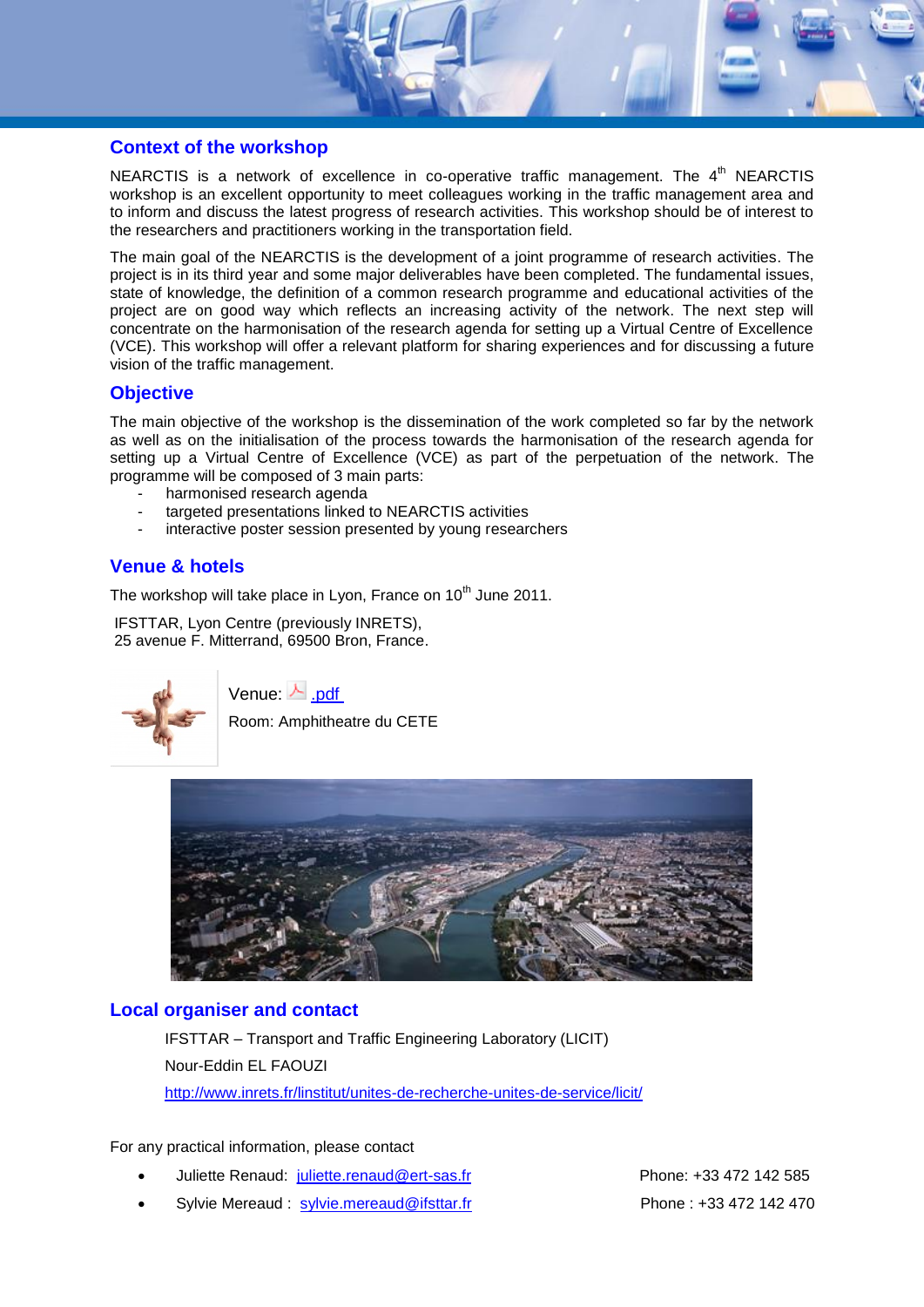## Context of the workshop

NEARCTIS is a network of excellence in co-operative traffic management. The 4th NEARCTIS workshop is an excellent opportunity to meet colleagues working in the traffic management area and to inform and discuss the latest progress of research activities. This workshop should be of interest to the researchers and practitioners working in the transportation field.

The main goal of the NEARCTIS is the development of a joint programme of research activities. The project is in its third year and some major deliverables have been completed. The fundamental issues, state of knowledge, the definition of a common research programme and educational activities of the project are on good way which reflects an increasing activity of the network. The next step will concentrate on the harmonisation of the research agenda for setting up a Virtual Centre of Excellence (VCE). This workshop will offer a relevant platform for sharing experiences and for discussing a future vision of the traffic management.

## Objective

The main objective of the workshop is the dissemination of the work completed so far by the network as well as on the initialisation of the process towards the harmonisation of the research agenda for setting up a Virtual Centre of Excellence (VCE) as part of the perpetuation of the network. The programme will be composed of 3 main parts:

- harmonised research agenda
- targeted presentations linked to NEARCTIS activities
- interactive poster session presented by young researchers

## Venue & hotels

The workshop will take place in Lyon, France on 10th June 2011.

IFSTTAR, Lyon Centre (previously INRETS),
25 avenue F. Mitterrand, 69500 Bron, France.

Venue: .pdf

Room: Amphitheatre du CETE

## Local organiser and contact

IFSTTAR – Transport and Traffic Engineering Laboratory (LICIT)

Nour-Eddin EL FAOUZI

http://www.inrets.fr/linstitut/unites-de-recherche-unites-de-service/licit/

For any practical information, please contact

- Juliette Renaud: juliette.renaud@ert-sas.fr — Phone: +33 472 142 585
- Sylvie Mereaud : sylvie.mereaud@ifsttar.fr — Phone : +33 472 142 470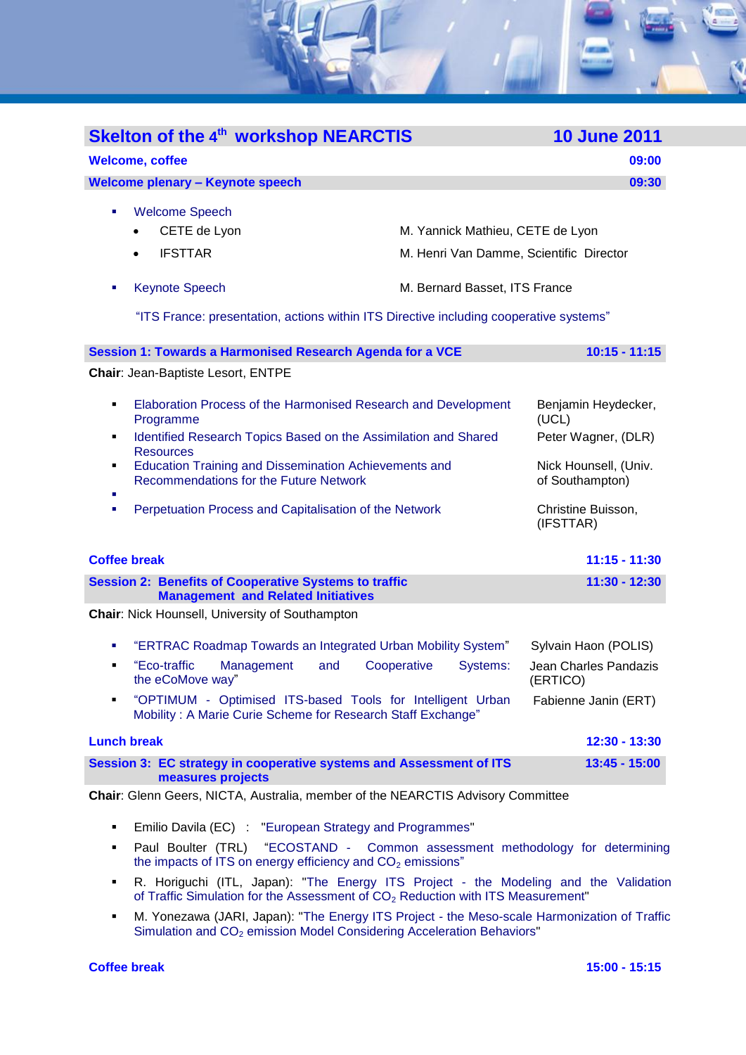## Skelton of the 4th workshop NEARCTIS — 10 June 2011

**Welcome, coffee** — **09:00**

**Welcome plenary – Keynote speech** — **09:30**

- Welcome Speech
  - CETE de Lyon — M. Yannick Mathieu, CETE de Lyon
  - IFSTTAR — M. Henri Van Damme, Scientific Director
- Keynote Speech — M. Bernard Basset, ITS France

  "ITS France: presentation, actions within ITS Directive including cooperative systems"

**Session 1: Towards a Harmonised Research Agenda for a VCE** — **10:15 - 11:15**

**Chair**: Jean-Baptiste Lesort, ENTPE

- Elaboration Process of the Harmonised Research and Development Programme — Benjamin Heydecker, (UCL)
- Identified Research Topics Based on the Assimilation and Shared Resources — Peter Wagner, (DLR)
- Education Training and Dissemination Achievements and Recommendations for the Future Network — Nick Hounsell, (Univ. of Southampton)
- Perpetuation Process and Capitalisation of the Network — Christine Buisson, (IFSTTAR)

**Coffee break** — **11:15 - 11:30**

**Session 2: Benefits of Cooperative Systems to traffic Management and Related Initiatives** — **11:30 - 12:30**

**Chair**: Nick Hounsell, University of Southampton

- "ERTRAC Roadmap Towards an Integrated Urban Mobility System" — Sylvain Haon (POLIS)
- "Eco-traffic Management and Cooperative Systems: the eCoMove way" — Jean Charles Pandazis (ERTICO)
- "OPTIMUM - Optimised ITS-based Tools for Intelligent Urban Mobility : A Marie Curie Scheme for Research Staff Exchange" — Fabienne Janin (ERT)

**Lunch break** — **12:30 - 13:30**

**Session 3: EC strategy in cooperative systems and Assessment of ITS measures projects** — **13:45 - 15:00**

**Chair**: Glenn Geers, NICTA, Australia, member of the NEARCTIS Advisory Committee

- Emilio Davila (EC) : "European Strategy and Programmes"
- Paul Boulter (TRL) "ECOSTAND - Common assessment methodology for determining the impacts of ITS on energy efficiency and $CO_2$ emissions"
- R. Horiguchi (ITL, Japan): "The Energy ITS Project - the Modeling and the Validation of Traffic Simulation for the Assessment of $CO_2$ Reduction with ITS Measurement"
- M. Yonezawa (JARI, Japan): "The Energy ITS Project - the Meso-scale Harmonization of Traffic Simulation and $CO_2$ emission Model Considering Acceleration Behaviors"

**Coffee break** — **15:00 - 15:15**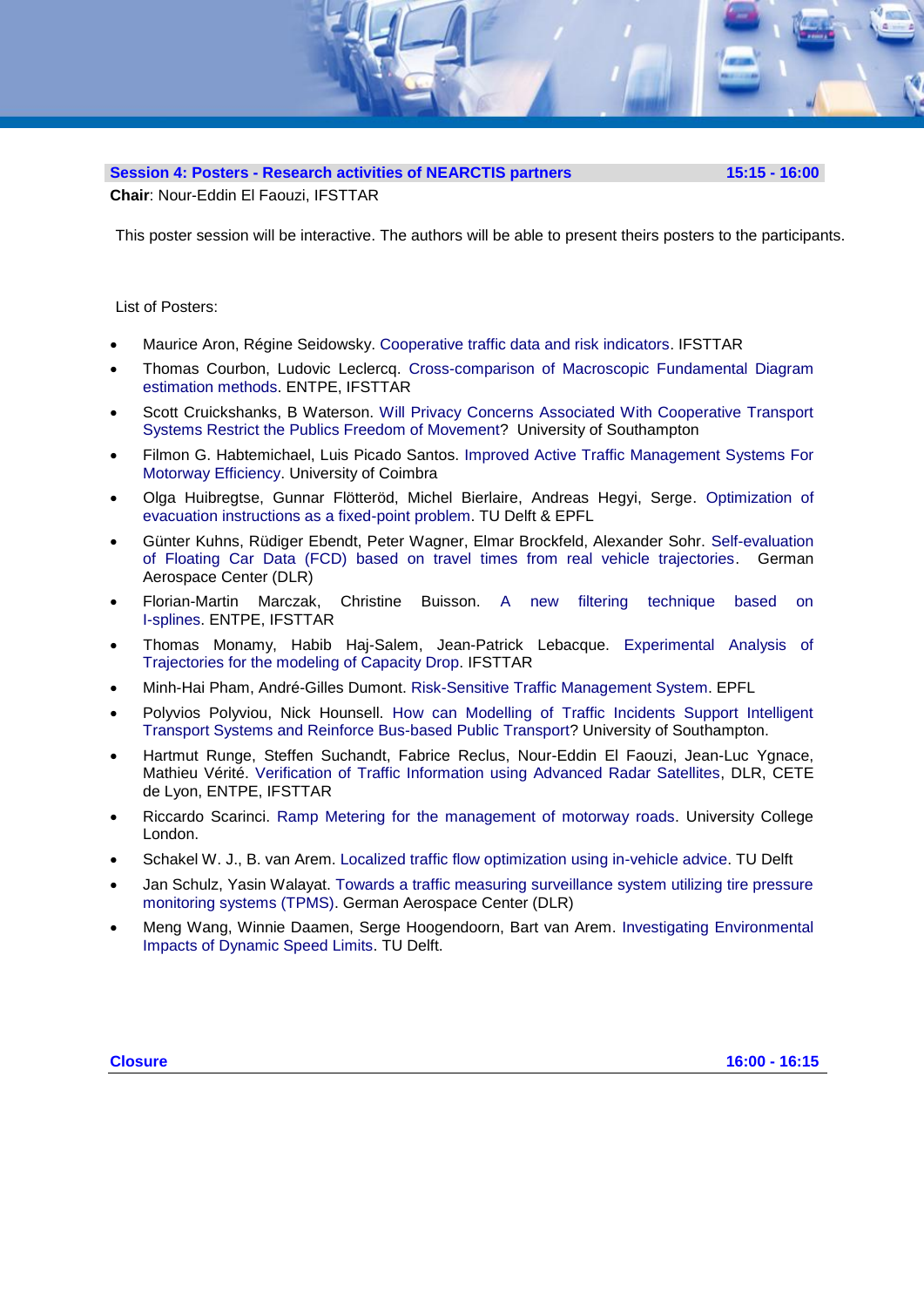## Session 4: Posters - Research activities of NEARCTIS partners — 15:15 - 16:00

**Chair**: Nour-Eddin El Faouzi, IFSTTAR

This poster session will be interactive. The authors will be able to present theirs posters to the participants.

List of Posters:

- Maurice Aron, Régine Seidowsky. Cooperative traffic data and risk indicators. IFSTTAR
- Thomas Courbon, Ludovic Leclercq. Cross-comparison of Macroscopic Fundamental Diagram estimation methods. ENTPE, IFSTTAR
- Scott Cruickshanks, B Waterson. Will Privacy Concerns Associated With Cooperative Transport Systems Restrict the Publics Freedom of Movement? University of Southampton
- Filmon G. Habtemichael, Luis Picado Santos. Improved Active Traffic Management Systems For Motorway Efficiency. University of Coimbra
- Olga Huibregtse, Gunnar Flötteröd, Michel Bierlaire, Andreas Hegyi, Serge. Optimization of evacuation instructions as a fixed-point problem. TU Delft & EPFL
- Günter Kuhns, Rüdiger Ebendt, Peter Wagner, Elmar Brockfeld, Alexander Sohr. Self-evaluation of Floating Car Data (FCD) based on travel times from real vehicle trajectories. German Aerospace Center (DLR)
- Florian-Martin Marczak, Christine Buisson. A new filtering technique based on I-splines. ENTPE, IFSTTAR
- Thomas Monamy, Habib Haj-Salem, Jean-Patrick Lebacque. Experimental Analysis of Trajectories for the modeling of Capacity Drop. IFSTTAR
- Minh-Hai Pham, André-Gilles Dumont. Risk-Sensitive Traffic Management System. EPFL
- Polyvios Polyviou, Nick Hounsell. How can Modelling of Traffic Incidents Support Intelligent Transport Systems and Reinforce Bus-based Public Transport? University of Southampton.
- Hartmut Runge, Steffen Suchandt, Fabrice Reclus, Nour-Eddin El Faouzi, Jean-Luc Ygnace, Mathieu Vérité. Verification of Traffic Information using Advanced Radar Satellites, DLR, CETE de Lyon, ENTPE, IFSTTAR
- Riccardo Scarinci. Ramp Metering for the management of motorway roads. University College London.
- Schakel W. J., B. van Arem. Localized traffic flow optimization using in-vehicle advice. TU Delft
- Jan Schulz, Yasin Walayat. Towards a traffic measuring surveillance system utilizing tire pressure monitoring systems (TPMS). German Aerospace Center (DLR)
- Meng Wang, Winnie Daamen, Serge Hoogendoorn, Bart van Arem. Investigating Environmental Impacts of Dynamic Speed Limits. TU Delft.

## Closure — 16:00 - 16:15